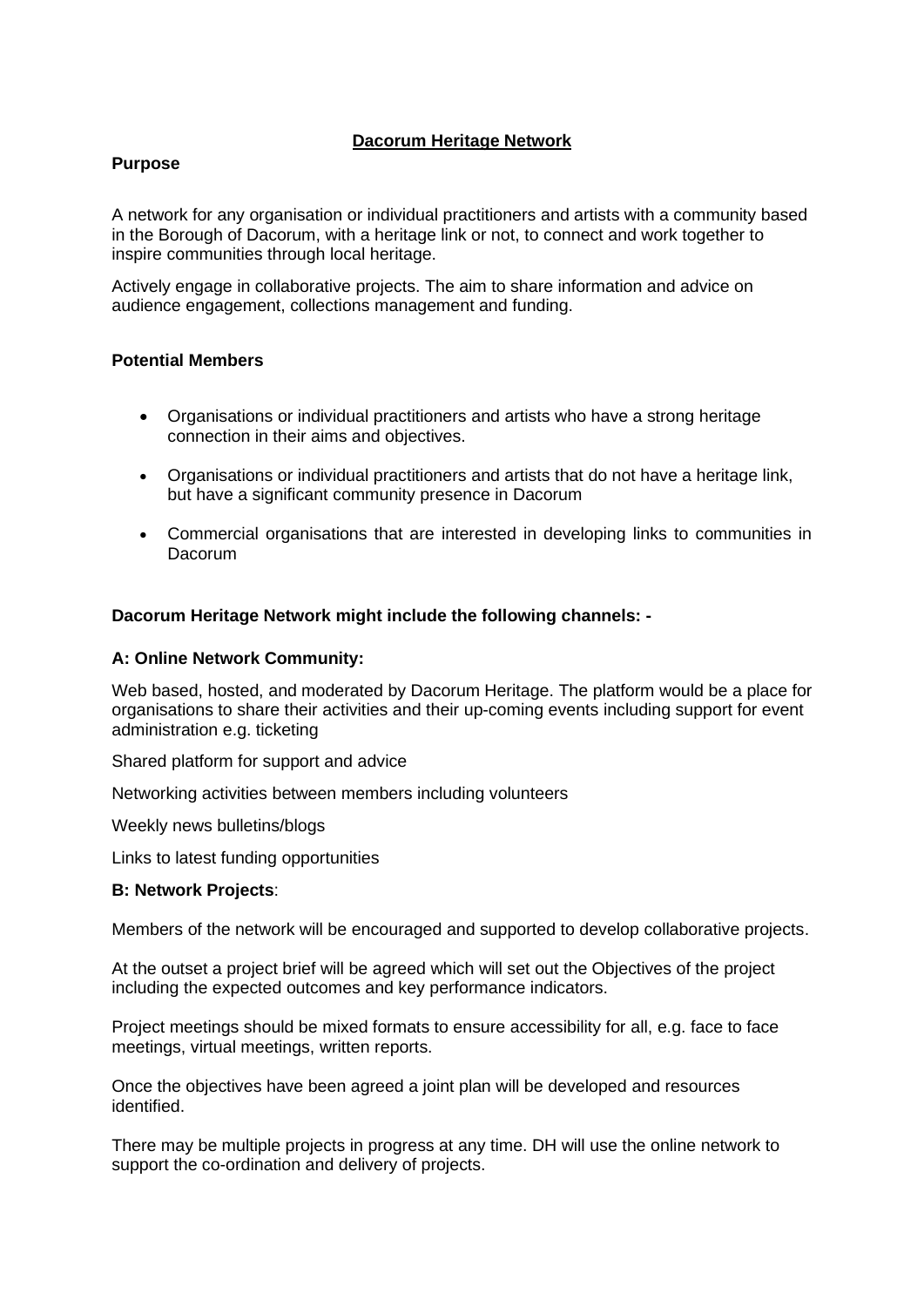# Dacorum Heritage Network

**Purpose**

A network for any organisation or individual practitioners and artists with a community based in the Borough of Dacorum, with a heritage link or not, to connect and work together to inspire communities through local heritage.

Actively engage in collaborative projects. The aim to share information and advice on audience engagement, collections management and funding.

**Potential Members**

- Organisations or individual practitioners and artists who have a strong heritage connection in their aims and objectives.
- Organisations or individual practitioners and artists that do not have a heritage link, but have a significant community presence in Dacorum
- Commercial organisations that are interested in developing links to communities in Dacorum

**Dacorum Heritage Network might include the following channels: -**

**A: Online Network Community:**

Web based, hosted, and moderated by Dacorum Heritage. The platform would be a place for organisations to share their activities and their up-coming events including support for event administration e.g. ticketing

Shared platform for support and advice

Networking activities between members including volunteers

Weekly news bulletins/blogs

Links to latest funding opportunities

**B: Network Projects**:

Members of the network will be encouraged and supported to develop collaborative projects.

At the outset a project brief will be agreed which will set out the Objectives of the project including the expected outcomes and key performance indicators.

Project meetings should be mixed formats to ensure accessibility for all, e.g. face to face meetings, virtual meetings, written reports.

Once the objectives have been agreed a joint plan will be developed and resources identified.

There may be multiple projects in progress at any time. DH will use the online network to support the co-ordination and delivery of projects.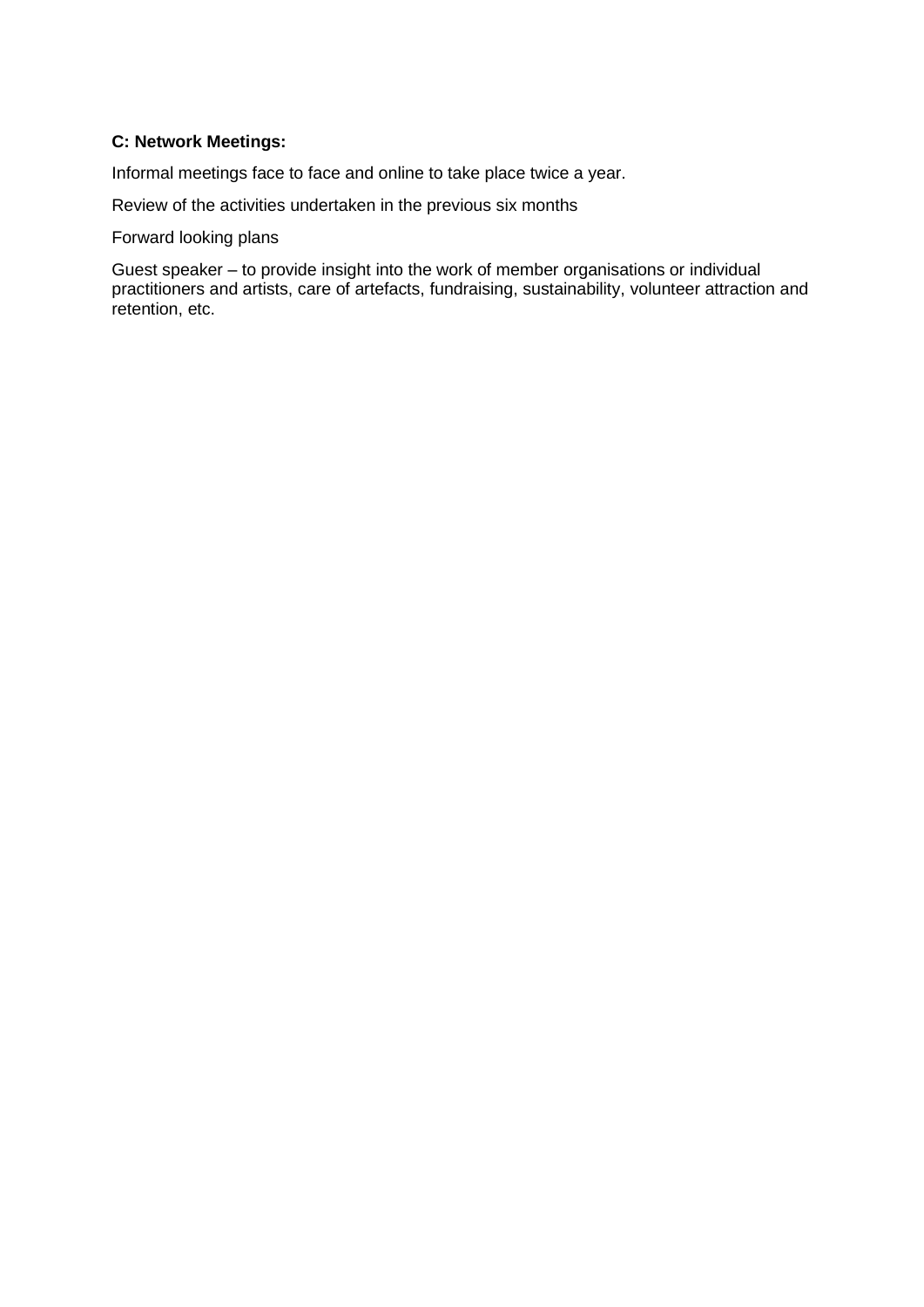**C: Network Meetings:**

Informal meetings face to face and online to take place twice a year.

Review of the activities undertaken in the previous six months

Forward looking plans

Guest speaker – to provide insight into the work of member organisations or individual practitioners and artists, care of artefacts, fundraising, sustainability, volunteer attraction and retention, etc.